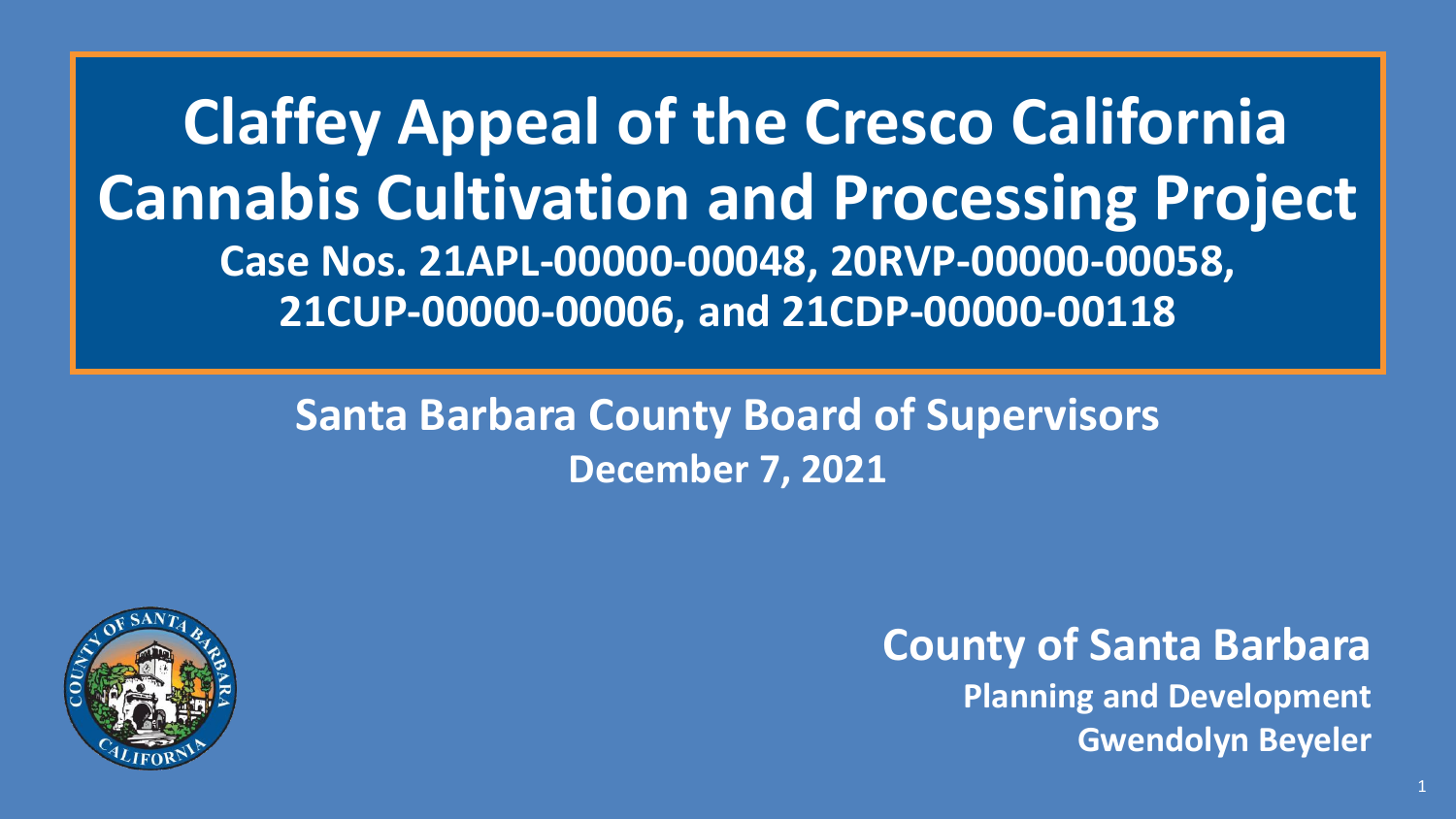# Claffey Appeal of the Cresco California Cannabis Cultivation and Processing Project

**Case Nos. 21APL-00000-00048, 20RVP-00000-00058, 21CUP-00000-00006, and 21CDP-00000-00118**

## Santa Barbara County Board of Supervisors

**December 7, 2021**

**County of Santa Barbara**

**Planning and Development**

**Gwendolyn Beyeler**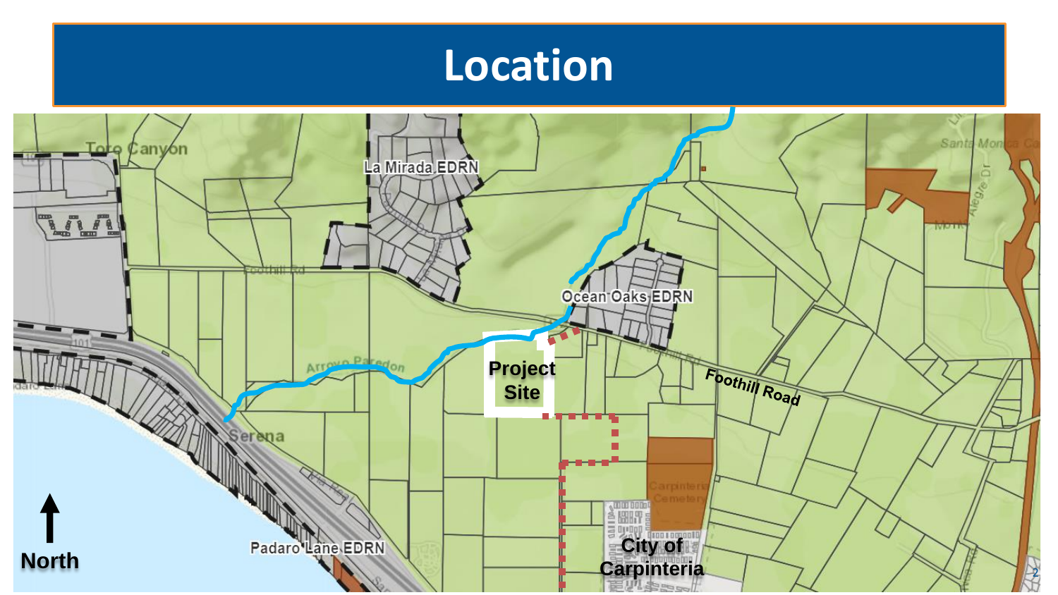# Location

Toro Canyon

La Mirada EDRN

Foothill Rd

Ocean Oaks EDRN

Arroyo Paredon

Project Site

Foothill Road

Serena

Padaro Lane EDRN

Carpinteria Cemetery

City of Carpinteria

North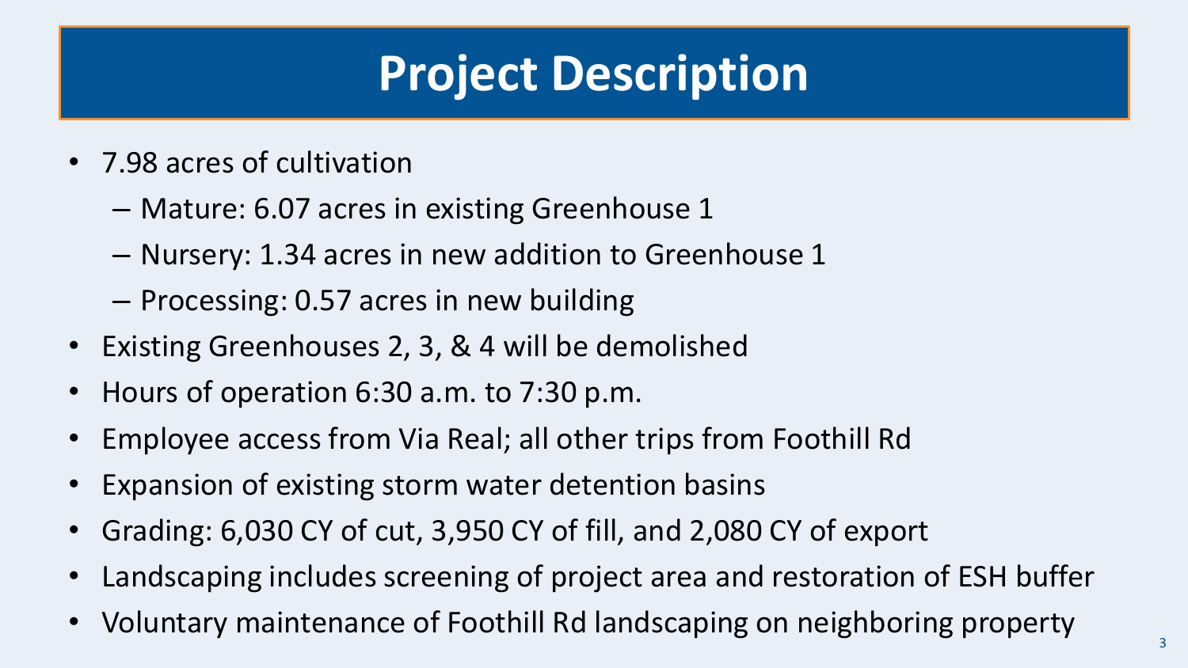# Project Description

- 7.98 acres of cultivation
  - Mature: 6.07 acres in existing Greenhouse 1
  - Nursery: 1.34 acres in new addition to Greenhouse 1
  - Processing: 0.57 acres in new building
- Existing Greenhouses 2, 3, & 4 will be demolished
- Hours of operation 6:30 a.m. to 7:30 p.m.
- Employee access from Via Real; all other trips from Foothill Rd
- Expansion of existing storm water detention basins
- Grading: 6,030 CY of cut, 3,950 CY of fill, and 2,080 CY of export
- Landscaping includes screening of project area and restoration of ESH buffer
- Voluntary maintenance of Foothill Rd landscaping on neighboring property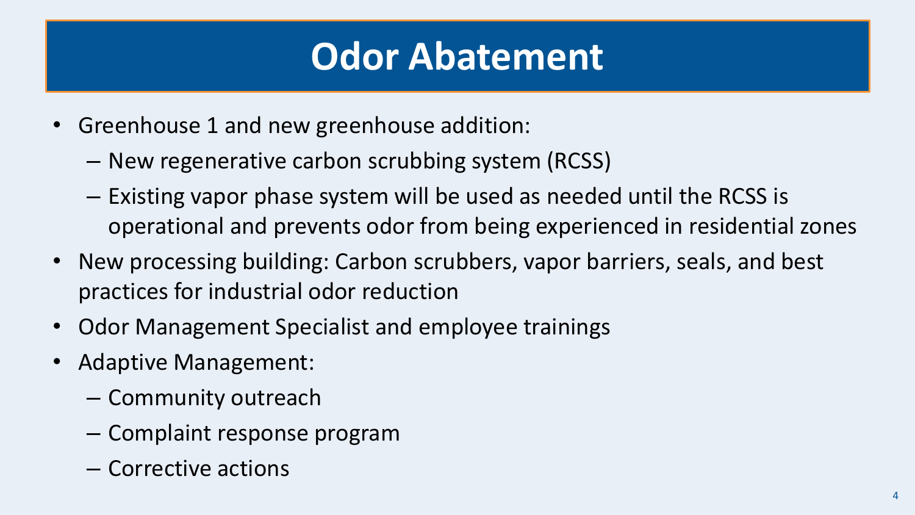# Odor Abatement

- Greenhouse 1 and new greenhouse addition:
  - New regenerative carbon scrubbing system (RCSS)
  - Existing vapor phase system will be used as needed until the RCSS is operational and prevents odor from being experienced in residential zones
- New processing building: Carbon scrubbers, vapor barriers, seals, and best practices for industrial odor reduction
- Odor Management Specialist and employee trainings
- Adaptive Management:
  - Community outreach
  - Complaint response program
  - Corrective actions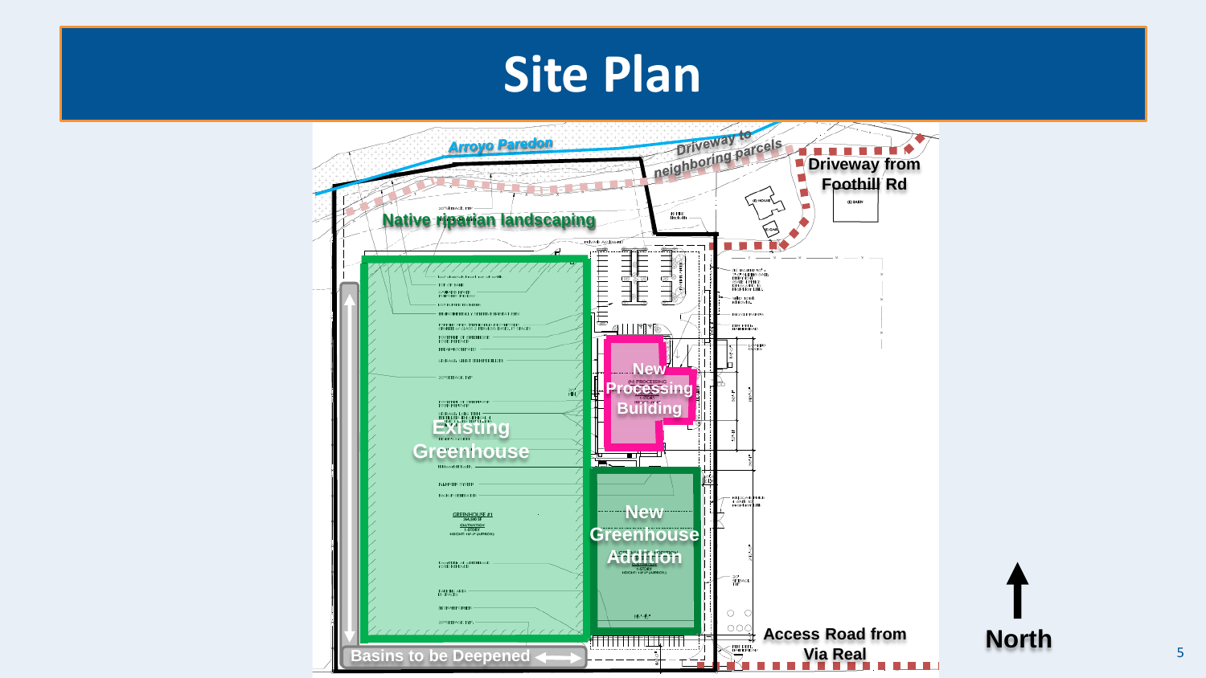# Site Plan

Arroyo Paredon

Driveway to neighboring parcels

Driveway from Foothill Rd

Native riparian landscaping

New Processing Building

Existing Greenhouse

New Greenhouse Addition

Basins to be Deepened

Access Road from Via Real

North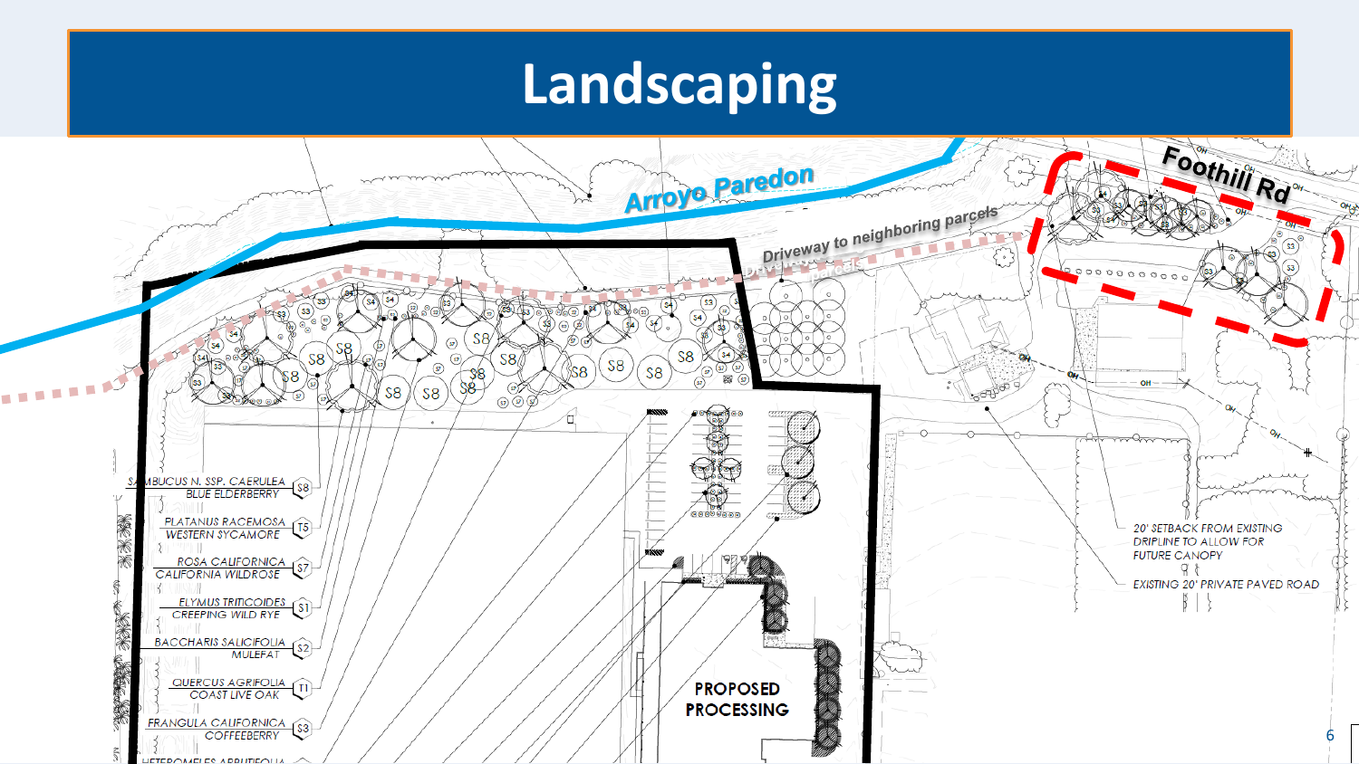# Landscaping

Arroyo Paredon

Foothill Rd

Driveway to neighboring parcels

| Code | Botanical Name | Common Name |
|---|---|---|
| S8 | SAMBUCUS N. SSP. CAERULEA | BLUE ELDERBERRY |
| T5 | PLATANUS RACEMOSA | WESTERN SYCAMORE |
| S7 | ROSA CALIFORNICA | CALIFORNIA WILDROSE |
| S1 | ELYMUS TRITICOIDES | CREEPING WILD RYE |
| S2 | BACCHARIS SALICIFOLIA | MULEFAT |
| T1 | QUERCUS AGRIFOLIA | COAST LIVE OAK |
| S3 | FRANGULA CALIFORNICA | COFFEEBERRY |
| | HETEROMELES ARBUTIFOLIA | |

20' SETBACK FROM EXISTING DRIPLINE TO ALLOW FOR FUTURE CANOPY

EXISTING 20' PRIVATE PAVED ROAD

PROPOSED PROCESSING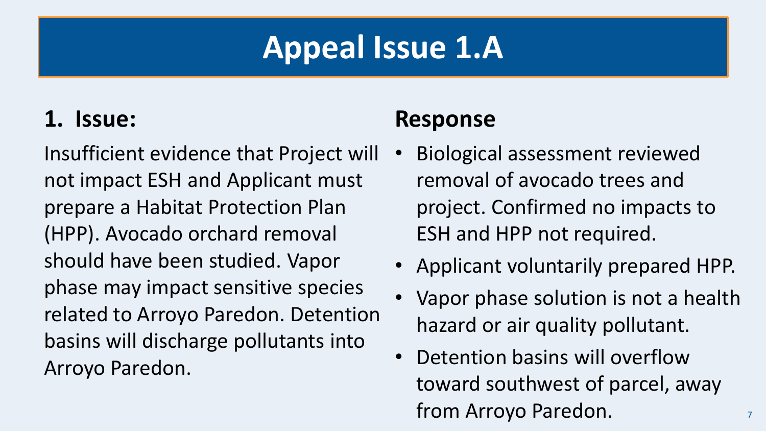# Appeal Issue 1.A

## 1. Issue:

Insufficient evidence that Project will not impact ESH and Applicant must prepare a Habitat Protection Plan (HPP). Avocado orchard removal should have been studied. Vapor phase may impact sensitive species related to Arroyo Paredon. Detention basins will discharge pollutants into Arroyo Paredon.

## Response

- Biological assessment reviewed removal of avocado trees and project. Confirmed no impacts to ESH and HPP not required.
- Applicant voluntarily prepared HPP.
- Vapor phase solution is not a health hazard or air quality pollutant.
- Detention basins will overflow toward southwest of parcel, away from Arroyo Paredon.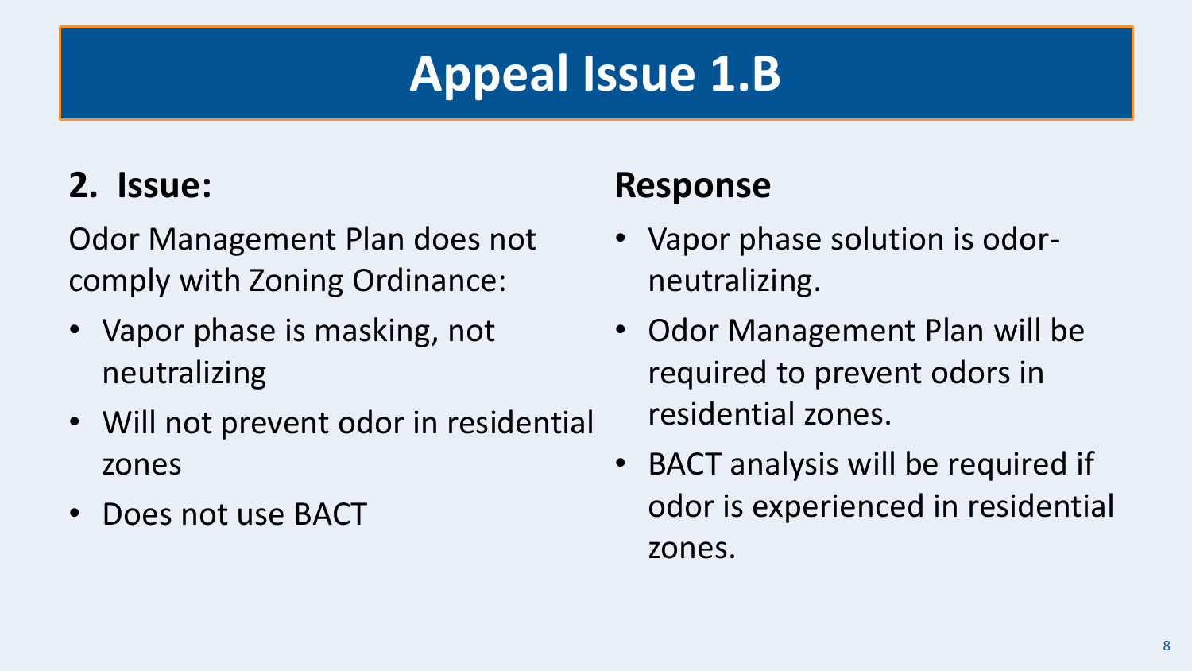# Appeal Issue 1.B

## 2. Issue:

Odor Management Plan does not comply with Zoning Ordinance:

- Vapor phase is masking, not neutralizing
- Will not prevent odor in residential zones
- Does not use BACT

## Response

- Vapor phase solution is odor-neutralizing.
- Odor Management Plan will be required to prevent odors in residential zones.
- BACT analysis will be required if odor is experienced in residential zones.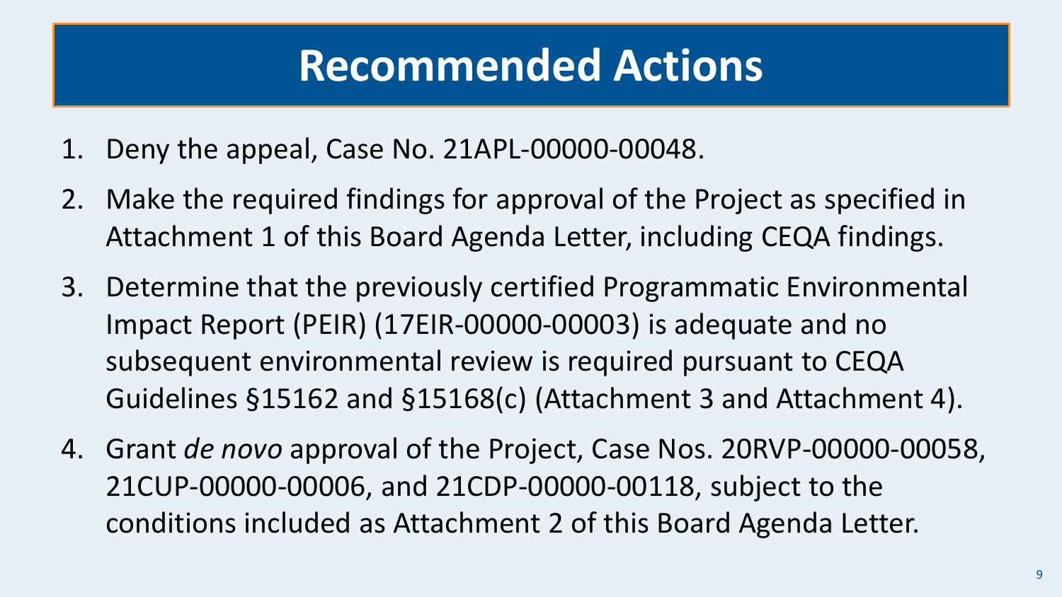# Recommended Actions

1. Deny the appeal, Case No. 21APL-00000-00048.
2. Make the required findings for approval of the Project as specified in Attachment 1 of this Board Agenda Letter, including CEQA findings.
3. Determine that the previously certified Programmatic Environmental Impact Report (PEIR) (17EIR-00000-00003) is adequate and no subsequent environmental review is required pursuant to CEQA Guidelines §15162 and §15168(c) (Attachment 3 and Attachment 4).
4. Grant *de novo* approval of the Project, Case Nos. 20RVP-00000-00058, 21CUP-00000-00006, and 21CDP-00000-00118, subject to the conditions included as Attachment 2 of this Board Agenda Letter.